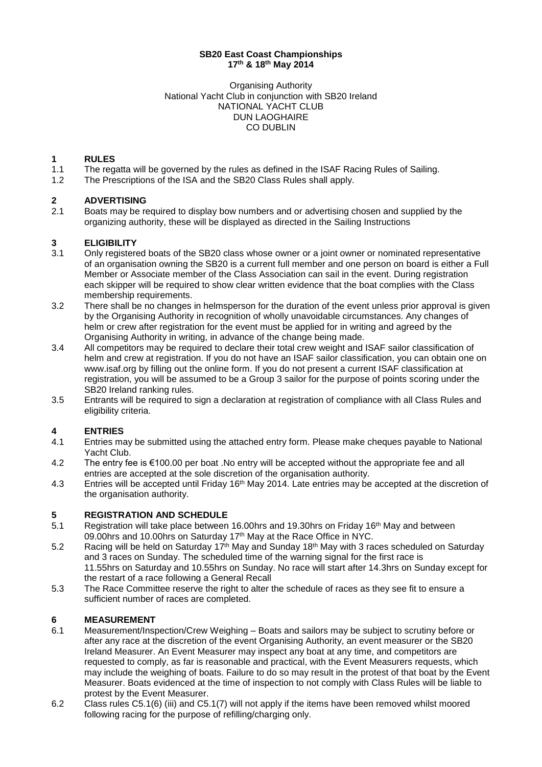**SB20 East Coast Championships**
**17th & 18th May 2014**

Organising Authority
National Yacht Club in conjunction with SB20 Ireland
NATIONAL YACHT CLUB
DUN LAOGHAIRE
CO DUBLIN

## 1 RULES

1.1 The regatta will be governed by the rules as defined in the ISAF Racing Rules of Sailing.

1.2 The Prescriptions of the ISA and the SB20 Class Rules shall apply.

## 2 ADVERTISING

2.1 Boats may be required to display bow numbers and or advertising chosen and supplied by the organizing authority, these will be displayed as directed in the Sailing Instructions

## 3 ELIGIBILITY

3.1 Only registered boats of the SB20 class whose owner or a joint owner or nominated representative of an organisation owning the SB20 is a current full member and one person on board is either a Full Member or Associate member of the Class Association can sail in the event. During registration each skipper will be required to show clear written evidence that the boat complies with the Class membership requirements.

3.2 There shall be no changes in helmsperson for the duration of the event unless prior approval is given by the Organising Authority in recognition of wholly unavoidable circumstances. Any changes of helm or crew after registration for the event must be applied for in writing and agreed by the Organising Authority in writing, in advance of the change being made.

3.4 All competitors may be required to declare their total crew weight and ISAF sailor classification of helm and crew at registration. If you do not have an ISAF sailor classification, you can obtain one on www.isaf.org by filling out the online form. If you do not present a current ISAF classification at registration, you will be assumed to be a Group 3 sailor for the purpose of points scoring under the SB20 Ireland ranking rules.

3.5 Entrants will be required to sign a declaration at registration of compliance with all Class Rules and eligibility criteria.

## 4 ENTRIES

4.1 Entries may be submitted using the attached entry form. Please make cheques payable to National Yacht Club.

4.2 The entry fee is €100.00 per boat .No entry will be accepted without the appropriate fee and all entries are accepted at the sole discretion of the organisation authority.

4.3 Entries will be accepted until Friday 16th May 2014. Late entries may be accepted at the discretion of the organisation authority.

## 5 REGISTRATION AND SCHEDULE

5.1 Registration will take place between 16.00hrs and 19.30hrs on Friday 16th May and between 09.00hrs and 10.00hrs on Saturday 17th May at the Race Office in NYC.

5.2 Racing will be held on Saturday 17th May and Sunday 18th May with 3 races scheduled on Saturday and 3 races on Sunday. The scheduled time of the warning signal for the first race is 11.55hrs on Saturday and 10.55hrs on Sunday. No race will start after 14.3hrs on Sunday except for the restart of a race following a General Recall

5.3 The Race Committee reserve the right to alter the schedule of races as they see fit to ensure a sufficient number of races are completed.

## 6 MEASUREMENT

6.1 Measurement/Inspection/Crew Weighing – Boats and sailors may be subject to scrutiny before or after any race at the discretion of the event Organising Authority, an event measurer or the SB20 Ireland Measurer. An Event Measurer may inspect any boat at any time, and competitors are requested to comply, as far is reasonable and practical, with the Event Measurers requests, which may include the weighing of boats. Failure to do so may result in the protest of that boat by the Event Measurer. Boats evidenced at the time of inspection to not comply with Class Rules will be liable to protest by the Event Measurer.

6.2 Class rules C5.1(6) (iii) and C5.1(7) will not apply if the items have been removed whilst moored following racing for the purpose of refilling/charging only.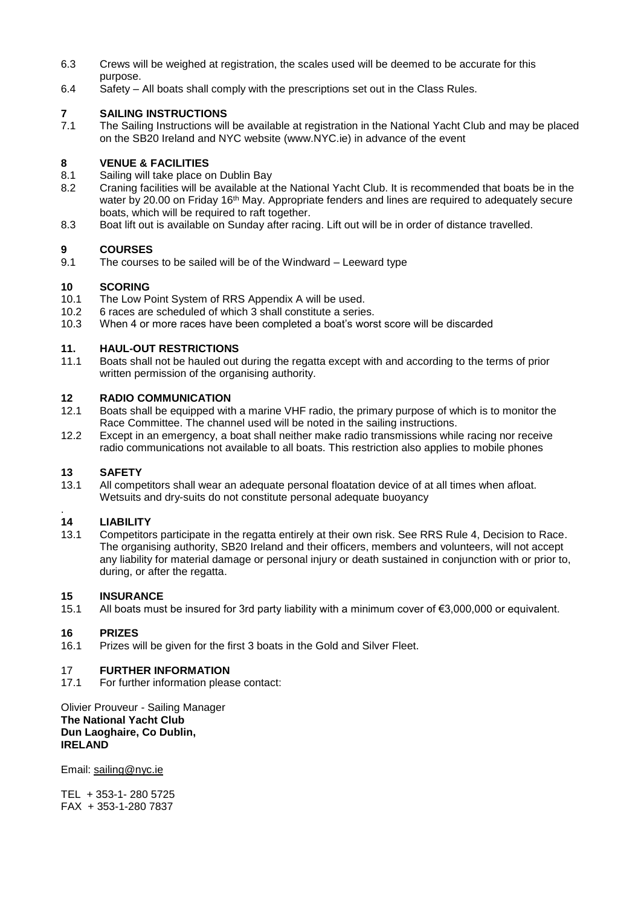6.3 Crews will be weighed at registration, the scales used will be deemed to be accurate for this purpose.

6.4 Safety – All boats shall comply with the prescriptions set out in the Class Rules.

## 7 SAILING INSTRUCTIONS

7.1 The Sailing Instructions will be available at registration in the National Yacht Club and may be placed on the SB20 Ireland and NYC website (www.NYC.ie) in advance of the event

## 8 VENUE & FACILITIES

8.1 Sailing will take place on Dublin Bay

8.2 Craning facilities will be available at the National Yacht Club. It is recommended that boats be in the water by 20.00 on Friday 16th May. Appropriate fenders and lines are required to adequately secure boats, which will be required to raft together.

8.3 Boat lift out is available on Sunday after racing. Lift out will be in order of distance travelled.

## 9 COURSES

9.1 The courses to be sailed will be of the Windward – Leeward type

## 10 SCORING

10.1 The Low Point System of RRS Appendix A will be used.

10.2 6 races are scheduled of which 3 shall constitute a series.

10.3 When 4 or more races have been completed a boat's worst score will be discarded

## 11. HAUL-OUT RESTRICTIONS

11.1 Boats shall not be hauled out during the regatta except with and according to the terms of prior written permission of the organising authority.

## 12 RADIO COMMUNICATION

12.1 Boats shall be equipped with a marine VHF radio, the primary purpose of which is to monitor the Race Committee. The channel used will be noted in the sailing instructions.

12.2 Except in an emergency, a boat shall neither make radio transmissions while racing nor receive radio communications not available to all boats. This restriction also applies to mobile phones

## 13 SAFETY

13.1 All competitors shall wear an adequate personal floatation device of at all times when afloat. Wetsuits and dry-suits do not constitute personal adequate buoyancy

.

## 14 LIABILITY

13.1 Competitors participate in the regatta entirely at their own risk. See RRS Rule 4, Decision to Race. The organising authority, SB20 Ireland and their officers, members and volunteers, will not accept any liability for material damage or personal injury or death sustained in conjunction with or prior to, during, or after the regatta.

## 15 INSURANCE

15.1 All boats must be insured for 3rd party liability with a minimum cover of €3,000,000 or equivalent.

## 16 PRIZES

16.1 Prizes will be given for the first 3 boats in the Gold and Silver Fleet.

## 17 FURTHER INFORMATION

17.1 For further information please contact:

Olivier Prouveur - Sailing Manager
**The National Yacht Club**
**Dun Laoghaire, Co Dublin,**
**IRELAND**

Email: sailing@nyc.ie

TEL + 353-1- 280 5725
FAX + 353-1-280 7837